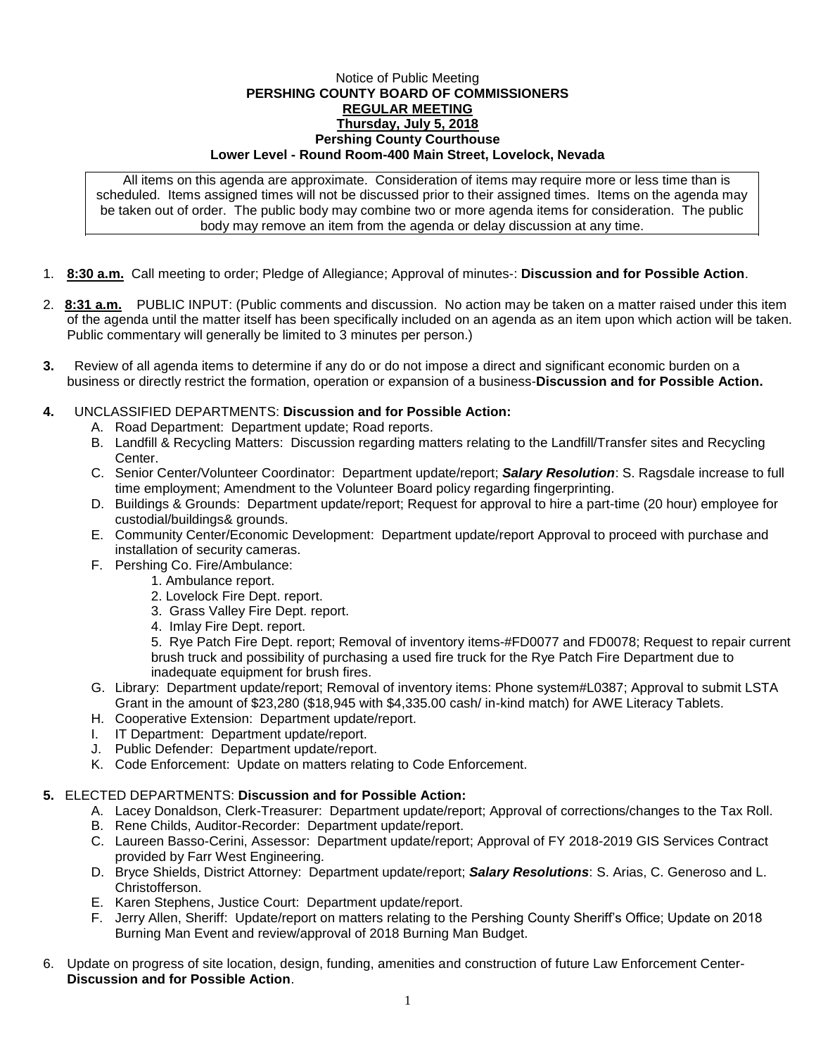Notice of Public Meeting

**PERSHING COUNTY BOARD OF COMMISSIONERS**

**REGULAR MEETING**

**Thursday, July 5, 2018**

**Pershing County Courthouse**

**Lower Level - Round Room-400 Main Street, Lovelock, Nevada**

All items on this agenda are approximate. Consideration of items may require more or less time than is scheduled. Items assigned times will not be discussed prior to their assigned times. Items on the agenda may be taken out of order. The public body may combine two or more agenda items for consideration. The public body may remove an item from the agenda or delay discussion at any time.

1. **8:30 a.m.** Call meeting to order; Pledge of Allegiance; Approval of minutes-: **Discussion and for Possible Action**.

2. **8:31 a.m.** PUBLIC INPUT: (Public comments and discussion. No action may be taken on a matter raised under this item of the agenda until the matter itself has been specifically included on an agenda as an item upon which action will be taken. Public commentary will generally be limited to 3 minutes per person.)

3. Review of all agenda items to determine if any do or do not impose a direct and significant economic burden on a business or directly restrict the formation, operation or expansion of a business-**Discussion and for Possible Action.**

4. UNCLASSIFIED DEPARTMENTS: **Discussion and for Possible Action:**
   A. Road Department: Department update; Road reports.
   B. Landfill & Recycling Matters: Discussion regarding matters relating to the Landfill/Transfer sites and Recycling Center.
   C. Senior Center/Volunteer Coordinator: Department update/report; ***Salary Resolution***: S. Ragsdale increase to full time employment; Amendment to the Volunteer Board policy regarding fingerprinting.
   D. Buildings & Grounds: Department update/report; Request for approval to hire a part-time (20 hour) employee for custodial/buildings& grounds.
   E. Community Center/Economic Development: Department update/report Approval to proceed with purchase and installation of security cameras.
   F. Pershing Co. Fire/Ambulance:
      1. Ambulance report.
      2. Lovelock Fire Dept. report.
      3. Grass Valley Fire Dept. report.
      4. Imlay Fire Dept. report.
      5. Rye Patch Fire Dept. report; Removal of inventory items-#FD0077 and FD0078; Request to repair current brush truck and possibility of purchasing a used fire truck for the Rye Patch Fire Department due to inadequate equipment for brush fires.
   G. Library: Department update/report; Removal of inventory items: Phone system#L0387; Approval to submit LSTA Grant in the amount of $23,280 ($18,945 with $4,335.00 cash/ in-kind match) for AWE Literacy Tablets.
   H. Cooperative Extension: Department update/report.
   I. IT Department: Department update/report.
   J. Public Defender: Department update/report.
   K. Code Enforcement: Update on matters relating to Code Enforcement.

5. ELECTED DEPARTMENTS: **Discussion and for Possible Action:**
   A. Lacey Donaldson, Clerk-Treasurer: Department update/report; Approval of corrections/changes to the Tax Roll.
   B. Rene Childs, Auditor-Recorder: Department update/report.
   C. Laureen Basso-Cerini, Assessor: Department update/report; Approval of FY 2018-2019 GIS Services Contract provided by Farr West Engineering.
   D. Bryce Shields, District Attorney: Department update/report; ***Salary Resolutions***: S. Arias, C. Generoso and L. Christofferson.
   E. Karen Stephens, Justice Court: Department update/report.
   F. Jerry Allen, Sheriff: Update/report on matters relating to the Pershing County Sheriff's Office; Update on 2018 Burning Man Event and review/approval of 2018 Burning Man Budget.

6. Update on progress of site location, design, funding, amenities and construction of future Law Enforcement Center- **Discussion and for Possible Action**.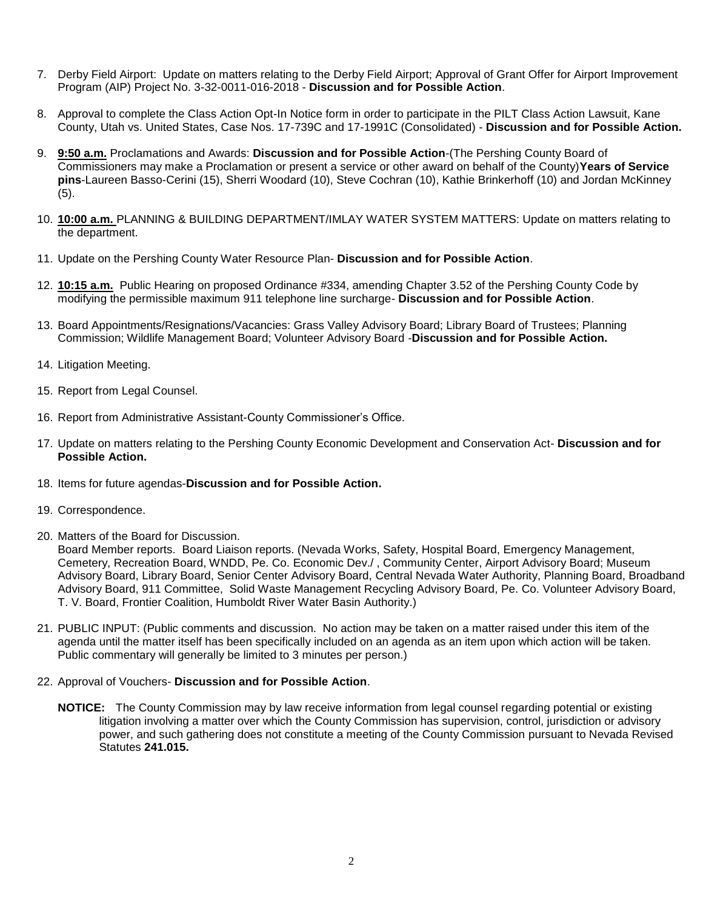7. Derby Field Airport: Update on matters relating to the Derby Field Airport; Approval of Grant Offer for Airport Improvement Program (AIP) Project No. 3-32-0011-016-2018 - **Discussion and for Possible Action**.

8. Approval to complete the Class Action Opt-In Notice form in order to participate in the PILT Class Action Lawsuit, Kane County, Utah vs. United States, Case Nos. 17-739C and 17-1991C (Consolidated) - **Discussion and for Possible Action.**

9. **9:50 a.m.** Proclamations and Awards: **Discussion and for Possible Action**-(The Pershing County Board of Commissioners may make a Proclamation or present a service or other award on behalf of the County)**Years of Service pins**-Laureen Basso-Cerini (15), Sherri Woodard (10), Steve Cochran (10), Kathie Brinkerhoff (10) and Jordan McKinney (5).

10. **10:00 a.m.** PLANNING & BUILDING DEPARTMENT/IMLAY WATER SYSTEM MATTERS: Update on matters relating to the department.

11. Update on the Pershing County Water Resource Plan- **Discussion and for Possible Action**.

12. **10:15 a.m.** Public Hearing on proposed Ordinance #334, amending Chapter 3.52 of the Pershing County Code by modifying the permissible maximum 911 telephone line surcharge- **Discussion and for Possible Action**.

13. Board Appointments/Resignations/Vacancies: Grass Valley Advisory Board; Library Board of Trustees; Planning Commission; Wildlife Management Board; Volunteer Advisory Board -**Discussion and for Possible Action.**

14. Litigation Meeting.

15. Report from Legal Counsel.

16. Report from Administrative Assistant-County Commissioner's Office.

17. Update on matters relating to the Pershing County Economic Development and Conservation Act- **Discussion and for Possible Action.**

18. Items for future agendas-**Discussion and for Possible Action.**

19. Correspondence.

20. Matters of the Board for Discussion.
    Board Member reports. Board Liaison reports. (Nevada Works, Safety, Hospital Board, Emergency Management, Cemetery, Recreation Board, WNDD, Pe. Co. Economic Dev./ , Community Center, Airport Advisory Board; Museum Advisory Board, Library Board, Senior Center Advisory Board, Central Nevada Water Authority, Planning Board, Broadband Advisory Board, 911 Committee, Solid Waste Management Recycling Advisory Board, Pe. Co. Volunteer Advisory Board, T. V. Board, Frontier Coalition, Humboldt River Water Basin Authority.)

21. PUBLIC INPUT: (Public comments and discussion. No action may be taken on a matter raised under this item of the agenda until the matter itself has been specifically included on an agenda as an item upon which action will be taken. Public commentary will generally be limited to 3 minutes per person.)

22. Approval of Vouchers- **Discussion and for Possible Action**.

    **NOTICE:** The County Commission may by law receive information from legal counsel regarding potential or existing litigation involving a matter over which the County Commission has supervision, control, jurisdiction or advisory power, and such gathering does not constitute a meeting of the County Commission pursuant to Nevada Revised Statutes **241.015.**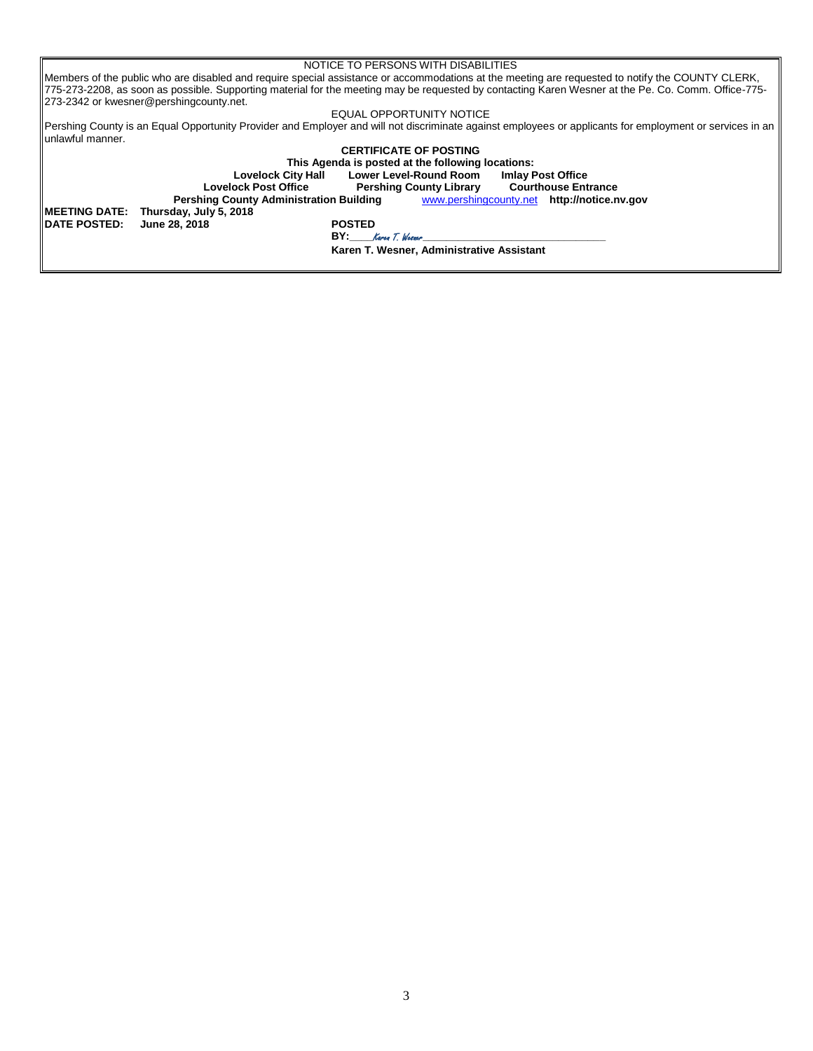NOTICE TO PERSONS WITH DISABILITIES

Members of the public who are disabled and require special assistance or accommodations at the meeting are requested to notify the COUNTY CLERK, 775-273-2208, as soon as possible. Supporting material for the meeting may be requested by contacting Karen Wesner at the Pe. Co. Comm. Office-775-273-2342 or kwesner@pershingcounty.net.

EQUAL OPPORTUNITY NOTICE

Pershing County is an Equal Opportunity Provider and Employer and will not discriminate against employees or applicants for employment or services in an unlawful manner.

**CERTIFICATE OF POSTING**

**This Agenda is posted at the following locations:**

**Lovelock City Hall    Lower Level-Round Room    Imlay Post Office**

**Lovelock Post Office    Pershing County Library    Courthouse Entrance**

**Pershing County Administration Building**    www.pershingcounty.net    **http://notice.nv.gov**

**MEETING DATE: Thursday, July 5, 2018**

**DATE POSTED: June 28, 2018**

**POSTED**

**BY:**\_\_\_\_*Karen T. Wesner*\_\_\_\_\_\_\_\_\_\_\_\_\_\_\_\_\_\_\_\_\_\_\_\_\_\_\_\_\_\_

**Karen T. Wesner, Administrative Assistant**